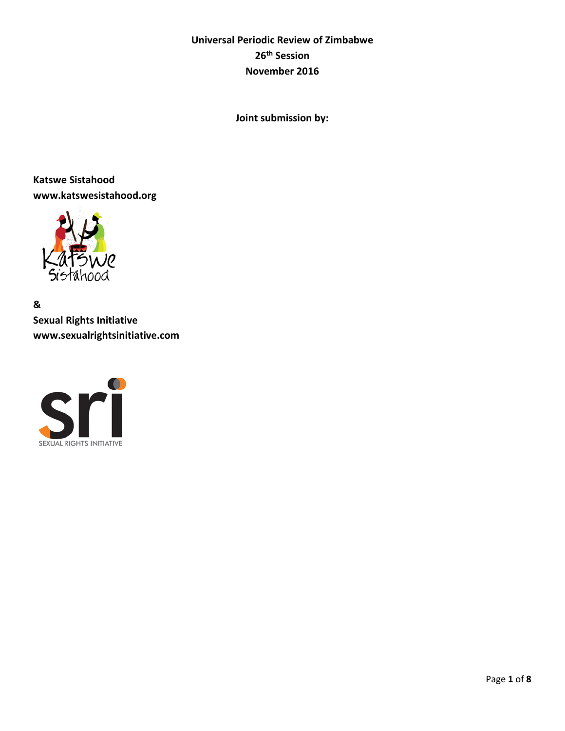**Universal Periodic Review of Zimbabwe**
**26th Session**
**November 2016**

**Joint submission by:**

**Katswe Sistahood**
**www.katswesistahood.org**

**&**
**Sexual Rights Initiative**
**www.sexualrightsinitiative.com**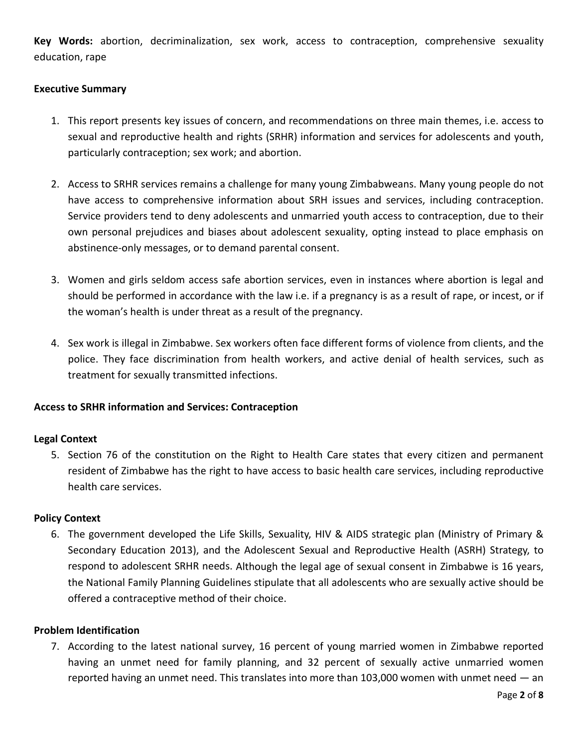**Key Words:** abortion, decriminalization, sex work, access to contraception, comprehensive sexuality education, rape

**Executive Summary**

1. This report presents key issues of concern, and recommendations on three main themes, i.e. access to sexual and reproductive health and rights (SRHR) information and services for adolescents and youth, particularly contraception; sex work; and abortion.

2. Access to SRHR services remains a challenge for many young Zimbabweans. Many young people do not have access to comprehensive information about SRH issues and services, including contraception. Service providers tend to deny adolescents and unmarried youth access to contraception, due to their own personal prejudices and biases about adolescent sexuality, opting instead to place emphasis on abstinence-only messages, or to demand parental consent.

3. Women and girls seldom access safe abortion services, even in instances where abortion is legal and should be performed in accordance with the law i.e. if a pregnancy is as a result of rape, or incest, or if the woman's health is under threat as a result of the pregnancy.

4. Sex work is illegal in Zimbabwe. Sex workers often face different forms of violence from clients, and the police. They face discrimination from health workers, and active denial of health services, such as treatment for sexually transmitted infections.

**Access to SRHR information and Services: Contraception**

**Legal Context**

5. Section 76 of the constitution on the Right to Health Care states that every citizen and permanent resident of Zimbabwe has the right to have access to basic health care services, including reproductive health care services.

**Policy Context**

6. The government developed the Life Skills, Sexuality, HIV & AIDS strategic plan (Ministry of Primary & Secondary Education 2013), and the Adolescent Sexual and Reproductive Health (ASRH) Strategy, to respond to adolescent SRHR needs. Although the legal age of sexual consent in Zimbabwe is 16 years, the National Family Planning Guidelines stipulate that all adolescents who are sexually active should be offered a contraceptive method of their choice.

**Problem Identification**

7. According to the latest national survey, 16 percent of young married women in Zimbabwe reported having an unmet need for family planning, and 32 percent of sexually active unmarried women reported having an unmet need. This translates into more than 103,000 women with unmet need — an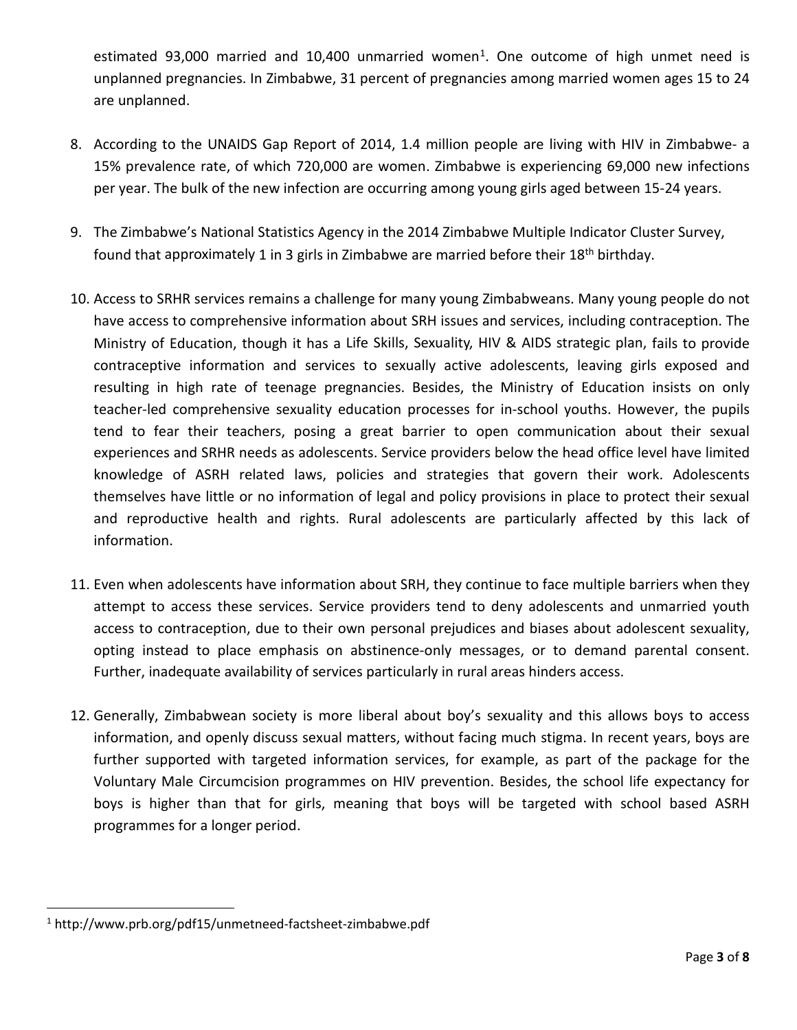estimated 93,000 married and 10,400 unmarried women[1]. One outcome of high unmet need is unplanned pregnancies. In Zimbabwe, 31 percent of pregnancies among married women ages 15 to 24 are unplanned.

8. According to the UNAIDS Gap Report of 2014, 1.4 million people are living with HIV in Zimbabwe- a 15% prevalence rate, of which 720,000 are women. Zimbabwe is experiencing 69,000 new infections per year. The bulk of the new infection are occurring among young girls aged between 15-24 years.

9. The Zimbabwe's National Statistics Agency in the 2014 Zimbabwe Multiple Indicator Cluster Survey, found that approximately 1 in 3 girls in Zimbabwe are married before their 18th birthday.

10. Access to SRHR services remains a challenge for many young Zimbabweans. Many young people do not have access to comprehensive information about SRH issues and services, including contraception. The Ministry of Education, though it has a Life Skills, Sexuality, HIV & AIDS strategic plan, fails to provide contraceptive information and services to sexually active adolescents, leaving girls exposed and resulting in high rate of teenage pregnancies. Besides, the Ministry of Education insists on only teacher-led comprehensive sexuality education processes for in-school youths. However, the pupils tend to fear their teachers, posing a great barrier to open communication about their sexual experiences and SRHR needs as adolescents. Service providers below the head office level have limited knowledge of ASRH related laws, policies and strategies that govern their work. Adolescents themselves have little or no information of legal and policy provisions in place to protect their sexual and reproductive health and rights. Rural adolescents are particularly affected by this lack of information.

11. Even when adolescents have information about SRH, they continue to face multiple barriers when they attempt to access these services. Service providers tend to deny adolescents and unmarried youth access to contraception, due to their own personal prejudices and biases about adolescent sexuality, opting instead to place emphasis on abstinence-only messages, or to demand parental consent. Further, inadequate availability of services particularly in rural areas hinders access.

12. Generally, Zimbabwean society is more liberal about boy's sexuality and this allows boys to access information, and openly discuss sexual matters, without facing much stigma. In recent years, boys are further supported with targeted information services, for example, as part of the package for the Voluntary Male Circumcision programmes on HIV prevention. Besides, the school life expectancy for boys is higher than that for girls, meaning that boys will be targeted with school based ASRH programmes for a longer period.

---

[1] http://www.prb.org/pdf15/unmetneed-factsheet-zimbabwe.pdf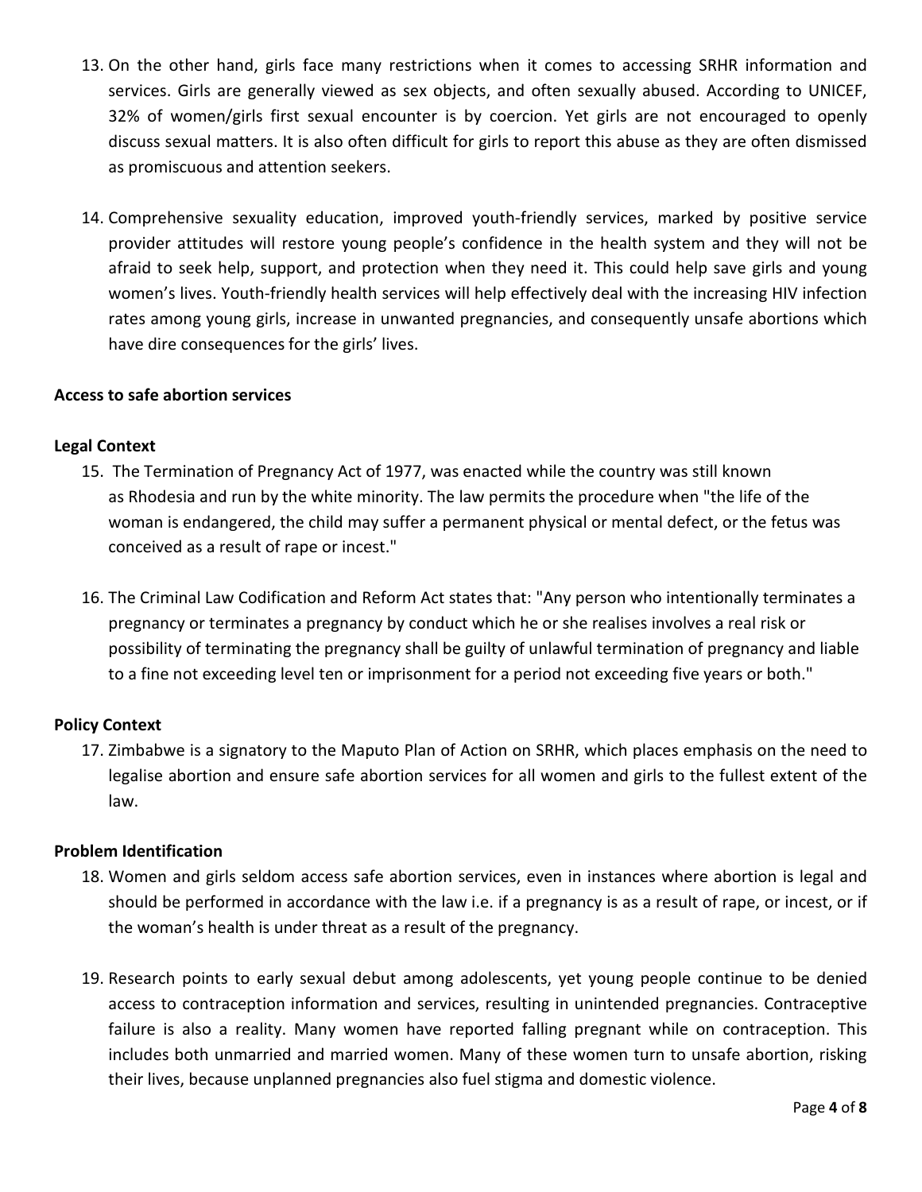13. On the other hand, girls face many restrictions when it comes to accessing SRHR information and services. Girls are generally viewed as sex objects, and often sexually abused. According to UNICEF, 32% of women/girls first sexual encounter is by coercion. Yet girls are not encouraged to openly discuss sexual matters. It is also often difficult for girls to report this abuse as they are often dismissed as promiscuous and attention seekers.

14. Comprehensive sexuality education, improved youth-friendly services, marked by positive service provider attitudes will restore young people's confidence in the health system and they will not be afraid to seek help, support, and protection when they need it. This could help save girls and young women's lives. Youth-friendly health services will help effectively deal with the increasing HIV infection rates among young girls, increase in unwanted pregnancies, and consequently unsafe abortions which have dire consequences for the girls' lives.

**Access to safe abortion services**

**Legal Context**

15. The Termination of Pregnancy Act of 1977, was enacted while the country was still known as Rhodesia and run by the white minority. The law permits the procedure when "the life of the woman is endangered, the child may suffer a permanent physical or mental defect, or the fetus was conceived as a result of rape or incest."

16. The Criminal Law Codification and Reform Act states that: "Any person who intentionally terminates a pregnancy or terminates a pregnancy by conduct which he or she realises involves a real risk or possibility of terminating the pregnancy shall be guilty of unlawful termination of pregnancy and liable to a fine not exceeding level ten or imprisonment for a period not exceeding five years or both."

**Policy Context**

17. Zimbabwe is a signatory to the Maputo Plan of Action on SRHR, which places emphasis on the need to legalise abortion and ensure safe abortion services for all women and girls to the fullest extent of the law.

**Problem Identification**

18. Women and girls seldom access safe abortion services, even in instances where abortion is legal and should be performed in accordance with the law i.e. if a pregnancy is as a result of rape, or incest, or if the woman's health is under threat as a result of the pregnancy.

19. Research points to early sexual debut among adolescents, yet young people continue to be denied access to contraception information and services, resulting in unintended pregnancies. Contraceptive failure is also a reality. Many women have reported falling pregnant while on contraception. This includes both unmarried and married women. Many of these women turn to unsafe abortion, risking their lives, because unplanned pregnancies also fuel stigma and domestic violence.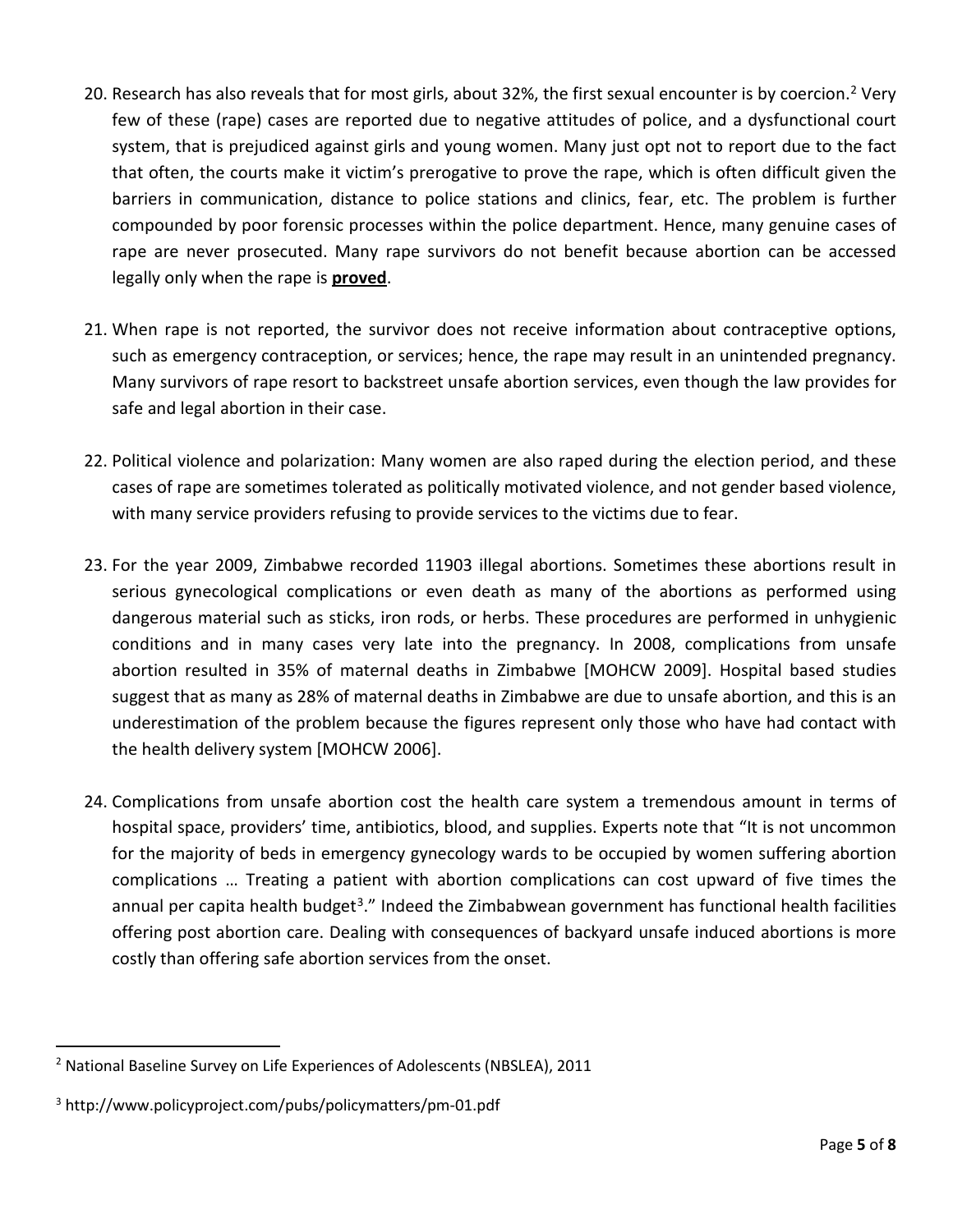20. Research has also reveals that for most girls, about 32%, the first sexual encounter is by coercion.[2] Very few of these (rape) cases are reported due to negative attitudes of police, and a dysfunctional court system, that is prejudiced against girls and young women. Many just opt not to report due to the fact that often, the courts make it victim's prerogative to prove the rape, which is often difficult given the barriers in communication, distance to police stations and clinics, fear, etc. The problem is further compounded by poor forensic processes within the police department. Hence, many genuine cases of rape are never prosecuted. Many rape survivors do not benefit because abortion can be accessed legally only when the rape is **proved**.

21. When rape is not reported, the survivor does not receive information about contraceptive options, such as emergency contraception, or services; hence, the rape may result in an unintended pregnancy. Many survivors of rape resort to backstreet unsafe abortion services, even though the law provides for safe and legal abortion in their case.

22. Political violence and polarization: Many women are also raped during the election period, and these cases of rape are sometimes tolerated as politically motivated violence, and not gender based violence, with many service providers refusing to provide services to the victims due to fear.

23. For the year 2009, Zimbabwe recorded 11903 illegal abortions. Sometimes these abortions result in serious gynecological complications or even death as many of the abortions as performed using dangerous material such as sticks, iron rods, or herbs. These procedures are performed in unhygienic conditions and in many cases very late into the pregnancy. In 2008, complications from unsafe abortion resulted in 35% of maternal deaths in Zimbabwe [MOHCW 2009]. Hospital based studies suggest that as many as 28% of maternal deaths in Zimbabwe are due to unsafe abortion, and this is an underestimation of the problem because the figures represent only those who have had contact with the health delivery system [MOHCW 2006].

24. Complications from unsafe abortion cost the health care system a tremendous amount in terms of hospital space, providers' time, antibiotics, blood, and supplies. Experts note that "It is not uncommon for the majority of beds in emergency gynecology wards to be occupied by women suffering abortion complications … Treating a patient with abortion complications can cost upward of five times the annual per capita health budget[3]." Indeed the Zimbabwean government has functional health facilities offering post abortion care. Dealing with consequences of backyard unsafe induced abortions is more costly than offering safe abortion services from the onset.

---

[2] National Baseline Survey on Life Experiences of Adolescents (NBSLEA), 2011

[3] http://www.policyproject.com/pubs/policymatters/pm-01.pdf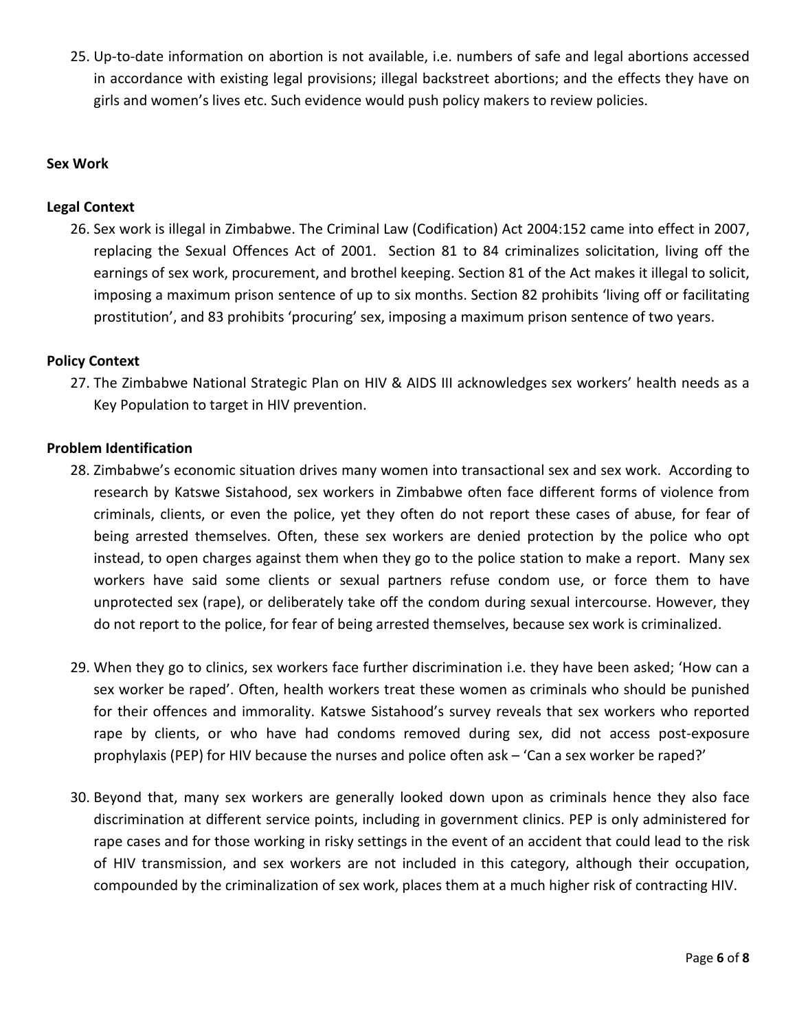25. Up-to-date information on abortion is not available, i.e. numbers of safe and legal abortions accessed in accordance with existing legal provisions; illegal backstreet abortions; and the effects they have on girls and women's lives etc. Such evidence would push policy makers to review policies.

**Sex Work**

**Legal Context**

26. Sex work is illegal in Zimbabwe. The Criminal Law (Codification) Act 2004:152 came into effect in 2007, replacing the Sexual Offences Act of 2001. Section 81 to 84 criminalizes solicitation, living off the earnings of sex work, procurement, and brothel keeping. Section 81 of the Act makes it illegal to solicit, imposing a maximum prison sentence of up to six months. Section 82 prohibits 'living off or facilitating prostitution', and 83 prohibits 'procuring' sex, imposing a maximum prison sentence of two years.

**Policy Context**

27. The Zimbabwe National Strategic Plan on HIV & AIDS III acknowledges sex workers' health needs as a Key Population to target in HIV prevention.

**Problem Identification**

28. Zimbabwe's economic situation drives many women into transactional sex and sex work. According to research by Katswe Sistahood, sex workers in Zimbabwe often face different forms of violence from criminals, clients, or even the police, yet they often do not report these cases of abuse, for fear of being arrested themselves. Often, these sex workers are denied protection by the police who opt instead, to open charges against them when they go to the police station to make a report. Many sex workers have said some clients or sexual partners refuse condom use, or force them to have unprotected sex (rape), or deliberately take off the condom during sexual intercourse. However, they do not report to the police, for fear of being arrested themselves, because sex work is criminalized.

29. When they go to clinics, sex workers face further discrimination i.e. they have been asked; 'How can a sex worker be raped'. Often, health workers treat these women as criminals who should be punished for their offences and immorality. Katswe Sistahood's survey reveals that sex workers who reported rape by clients, or who have had condoms removed during sex, did not access post-exposure prophylaxis (PEP) for HIV because the nurses and police often ask – 'Can a sex worker be raped?'

30. Beyond that, many sex workers are generally looked down upon as criminals hence they also face discrimination at different service points, including in government clinics. PEP is only administered for rape cases and for those working in risky settings in the event of an accident that could lead to the risk of HIV transmission, and sex workers are not included in this category, although their occupation, compounded by the criminalization of sex work, places them at a much higher risk of contracting HIV.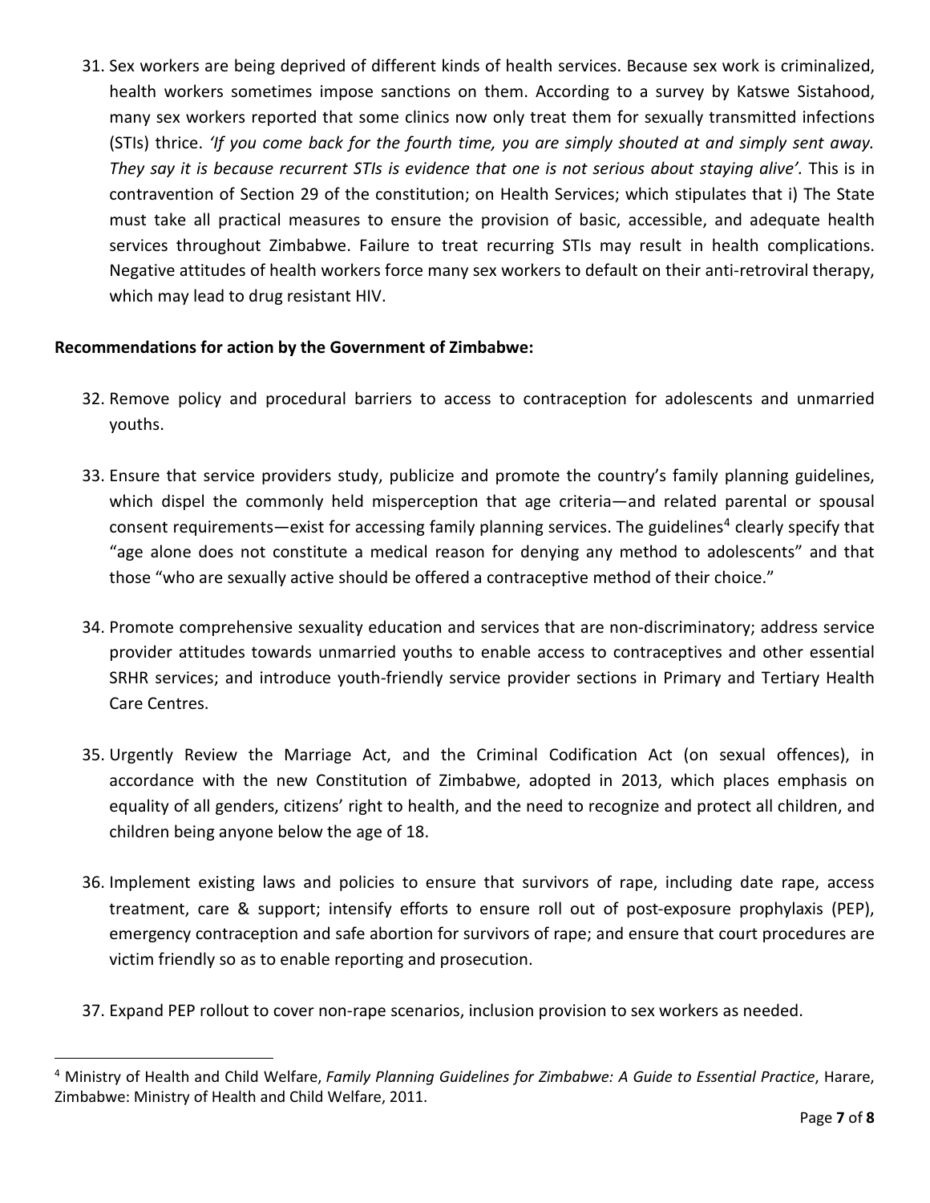31. Sex workers are being deprived of different kinds of health services. Because sex work is criminalized, health workers sometimes impose sanctions on them. According to a survey by Katswe Sistahood, many sex workers reported that some clinics now only treat them for sexually transmitted infections (STIs) thrice. *'If you come back for the fourth time, you are simply shouted at and simply sent away. They say it is because recurrent STIs is evidence that one is not serious about staying alive'.* This is in contravention of Section 29 of the constitution; on Health Services; which stipulates that i) The State must take all practical measures to ensure the provision of basic, accessible, and adequate health services throughout Zimbabwe. Failure to treat recurring STIs may result in health complications. Negative attitudes of health workers force many sex workers to default on their anti-retroviral therapy, which may lead to drug resistant HIV.

**Recommendations for action by the Government of Zimbabwe:**

32. Remove policy and procedural barriers to access to contraception for adolescents and unmarried youths.

33. Ensure that service providers study, publicize and promote the country's family planning guidelines, which dispel the commonly held misperception that age criteria—and related parental or spousal consent requirements—exist for accessing family planning services. The guidelines[4] clearly specify that "age alone does not constitute a medical reason for denying any method to adolescents" and that those "who are sexually active should be offered a contraceptive method of their choice."

34. Promote comprehensive sexuality education and services that are non-discriminatory; address service provider attitudes towards unmarried youths to enable access to contraceptives and other essential SRHR services; and introduce youth-friendly service provider sections in Primary and Tertiary Health Care Centres.

35. Urgently Review the Marriage Act, and the Criminal Codification Act (on sexual offences), in accordance with the new Constitution of Zimbabwe, adopted in 2013, which places emphasis on equality of all genders, citizens' right to health, and the need to recognize and protect all children, and children being anyone below the age of 18.

36. Implement existing laws and policies to ensure that survivors of rape, including date rape, access treatment, care & support; intensify efforts to ensure roll out of post-exposure prophylaxis (PEP), emergency contraception and safe abortion for survivors of rape; and ensure that court procedures are victim friendly so as to enable reporting and prosecution.

37. Expand PEP rollout to cover non-rape scenarios, inclusion provision to sex workers as needed.

---

[4] Ministry of Health and Child Welfare, *Family Planning Guidelines for Zimbabwe: A Guide to Essential Practice*, Harare, Zimbabwe: Ministry of Health and Child Welfare, 2011.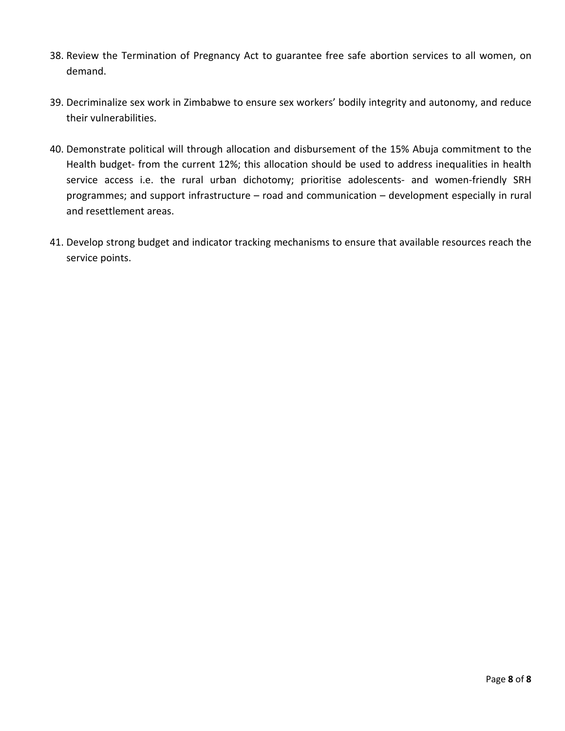38. Review the Termination of Pregnancy Act to guarantee free safe abortion services to all women, on demand.

39. Decriminalize sex work in Zimbabwe to ensure sex workers' bodily integrity and autonomy, and reduce their vulnerabilities.

40. Demonstrate political will through allocation and disbursement of the 15% Abuja commitment to the Health budget- from the current 12%; this allocation should be used to address inequalities in health service access i.e. the rural urban dichotomy; prioritise adolescents- and women-friendly SRH programmes; and support infrastructure – road and communication – development especially in rural and resettlement areas.

41. Develop strong budget and indicator tracking mechanisms to ensure that available resources reach the service points.